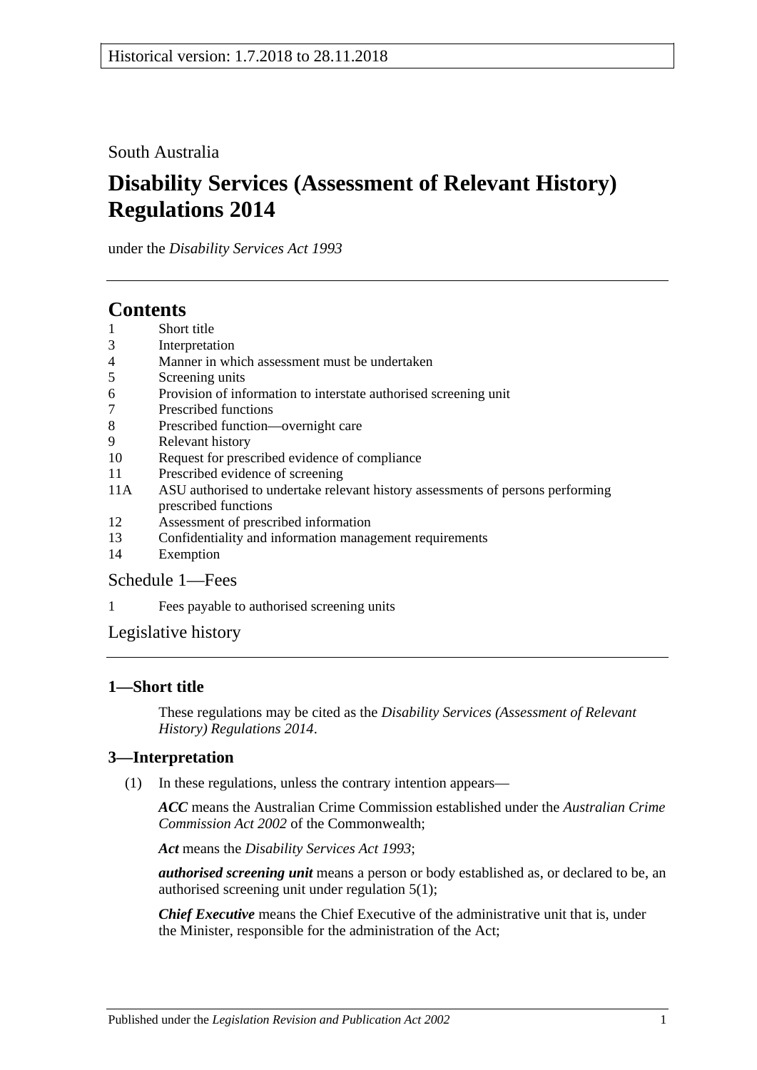Historical version: 1.7.2018 to 28.11.2018

South Australia

# Disability Services (Assessment of Relevant History) Regulations 2014

under the *Disability Services Act 1993*

## Contents

1 Short title
3 Interpretation
4 Manner in which assessment must be undertaken
5 Screening units
6 Provision of information to interstate authorised screening unit
7 Prescribed functions
8 Prescribed function—overnight care
9 Relevant history
10 Request for prescribed evidence of compliance
11 Prescribed evidence of screening
11A ASU authorised to undertake relevant history assessments of persons performing prescribed functions
12 Assessment of prescribed information
13 Confidentiality and information management requirements
14 Exemption

Schedule 1—Fees

1 Fees payable to authorised screening units

Legislative history

### 1—Short title

These regulations may be cited as the *Disability Services (Assessment of Relevant History) Regulations 2014*.

### 3—Interpretation

(1) In these regulations, unless the contrary intention appears—

***ACC*** means the Australian Crime Commission established under the *Australian Crime Commission Act 2002* of the Commonwealth;

***Act*** means the *Disability Services Act 1993*;

***authorised screening unit*** means a person or body established as, or declared to be, an authorised screening unit under regulation 5(1);

***Chief Executive*** means the Chief Executive of the administrative unit that is, under the Minister, responsible for the administration of the Act;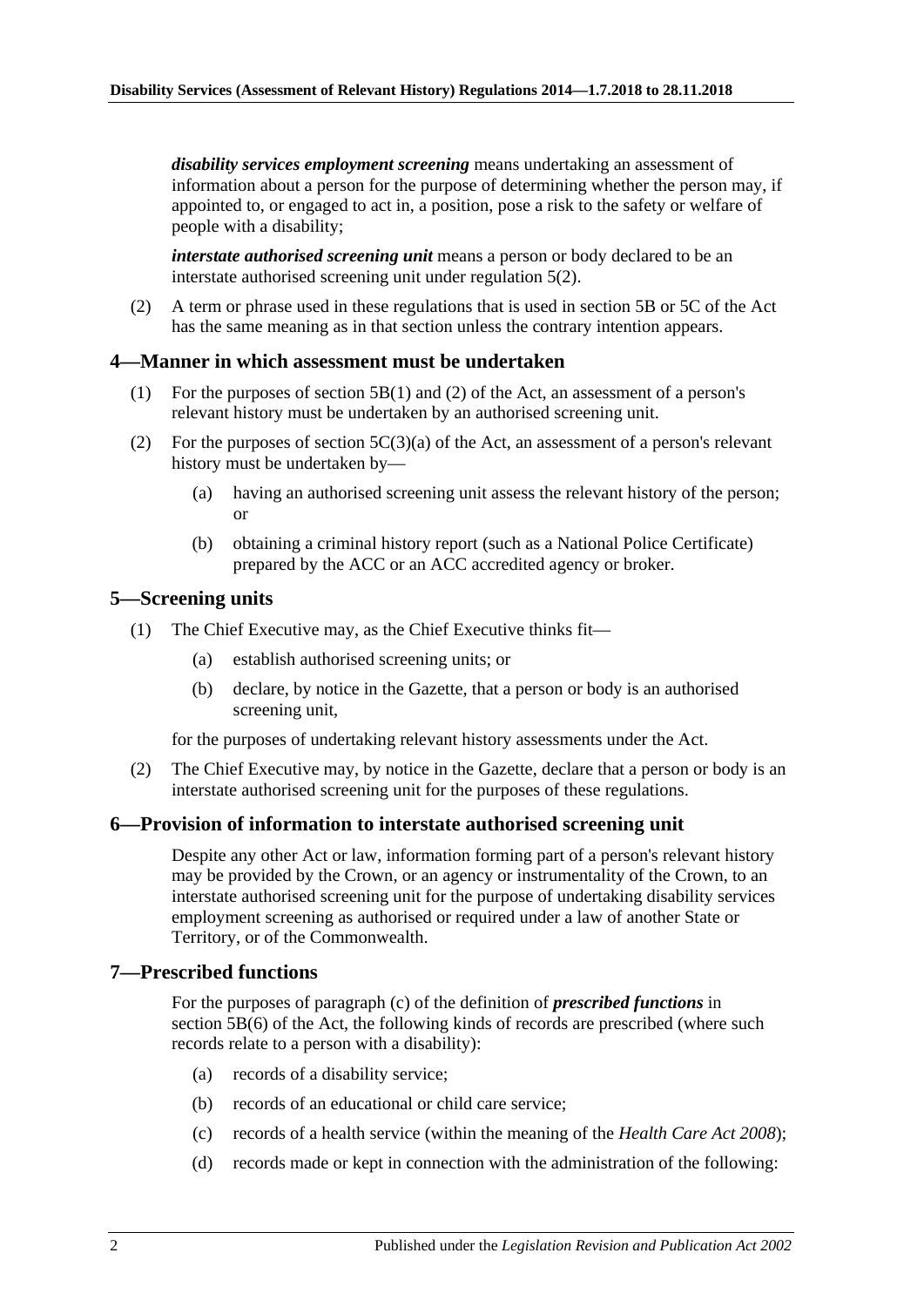***disability services employment screening*** means undertaking an assessment of information about a person for the purpose of determining whether the person may, if appointed to, or engaged to act in, a position, pose a risk to the safety or welfare of people with a disability;

***interstate authorised screening unit*** means a person or body declared to be an interstate authorised screening unit under regulation 5(2).

(2) A term or phrase used in these regulations that is used in section 5B or 5C of the Act has the same meaning as in that section unless the contrary intention appears.

## 4—Manner in which assessment must be undertaken

(1) For the purposes of section 5B(1) and (2) of the Act, an assessment of a person's relevant history must be undertaken by an authorised screening unit.

(2) For the purposes of section 5C(3)(a) of the Act, an assessment of a person's relevant history must be undertaken by—

(a) having an authorised screening unit assess the relevant history of the person; or

(b) obtaining a criminal history report (such as a National Police Certificate) prepared by the ACC or an ACC accredited agency or broker.

## 5—Screening units

(1) The Chief Executive may, as the Chief Executive thinks fit—

(a) establish authorised screening units; or

(b) declare, by notice in the Gazette, that a person or body is an authorised screening unit,

for the purposes of undertaking relevant history assessments under the Act.

(2) The Chief Executive may, by notice in the Gazette, declare that a person or body is an interstate authorised screening unit for the purposes of these regulations.

## 6—Provision of information to interstate authorised screening unit

Despite any other Act or law, information forming part of a person's relevant history may be provided by the Crown, or an agency or instrumentality of the Crown, to an interstate authorised screening unit for the purpose of undertaking disability services employment screening as authorised or required under a law of another State or Territory, or of the Commonwealth.

## 7—Prescribed functions

For the purposes of paragraph (c) of the definition of ***prescribed functions*** in section 5B(6) of the Act, the following kinds of records are prescribed (where such records relate to a person with a disability):

(a) records of a disability service;

(b) records of an educational or child care service;

(c) records of a health service (within the meaning of the *Health Care Act 2008*);

(d) records made or kept in connection with the administration of the following: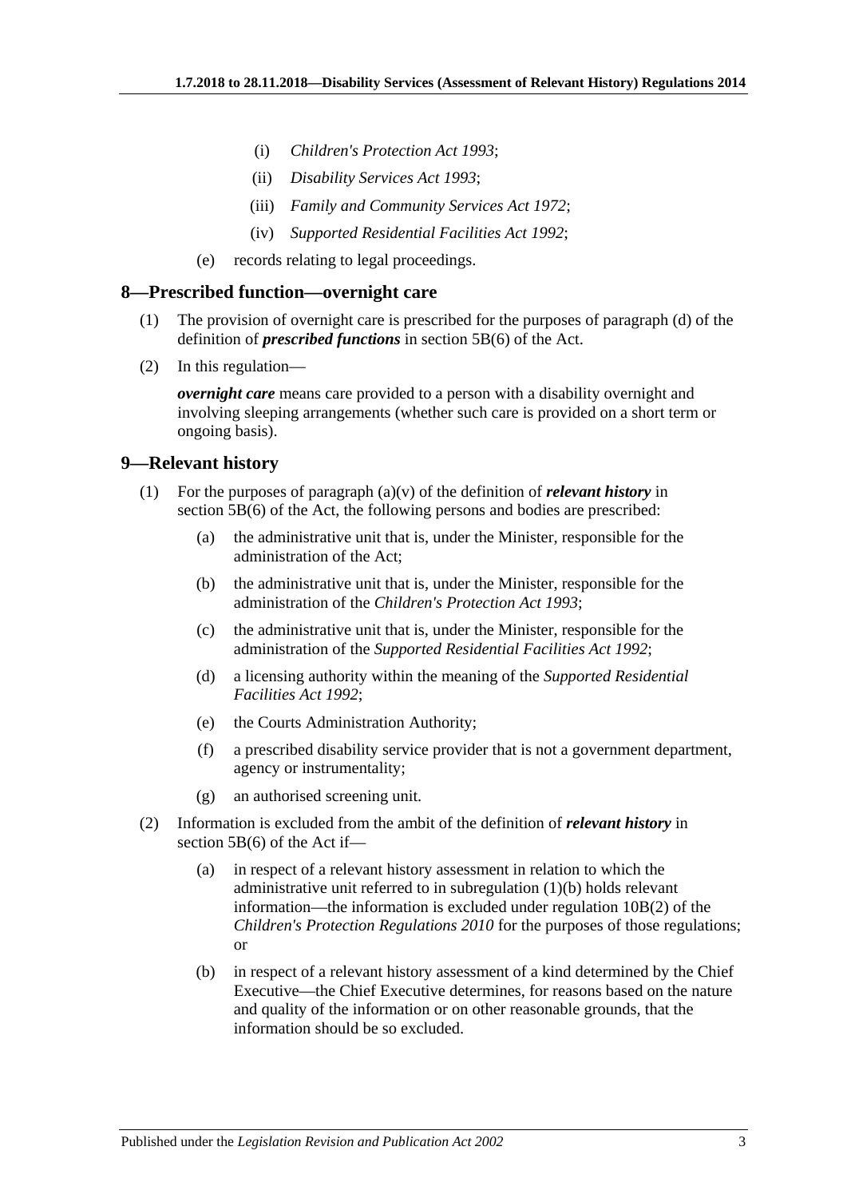(i) *Children's Protection Act 1993*;

(ii) *Disability Services Act 1993*;

(iii) *Family and Community Services Act 1972*;

(iv) *Supported Residential Facilities Act 1992*;

(e) records relating to legal proceedings.

## 8—Prescribed function—overnight care

(1) The provision of overnight care is prescribed for the purposes of paragraph (d) of the definition of ***prescribed functions*** in section 5B(6) of the Act.

(2) In this regulation—

***overnight care*** means care provided to a person with a disability overnight and involving sleeping arrangements (whether such care is provided on a short term or ongoing basis).

## 9—Relevant history

(1) For the purposes of paragraph (a)(v) of the definition of ***relevant history*** in section 5B(6) of the Act, the following persons and bodies are prescribed:

(a) the administrative unit that is, under the Minister, responsible for the administration of the Act;

(b) the administrative unit that is, under the Minister, responsible for the administration of the *Children's Protection Act 1993*;

(c) the administrative unit that is, under the Minister, responsible for the administration of the *Supported Residential Facilities Act 1992*;

(d) a licensing authority within the meaning of the *Supported Residential Facilities Act 1992*;

(e) the Courts Administration Authority;

(f) a prescribed disability service provider that is not a government department, agency or instrumentality;

(g) an authorised screening unit.

(2) Information is excluded from the ambit of the definition of ***relevant history*** in section 5B(6) of the Act if—

(a) in respect of a relevant history assessment in relation to which the administrative unit referred to in subregulation (1)(b) holds relevant information—the information is excluded under regulation 10B(2) of the *Children's Protection Regulations 2010* for the purposes of those regulations; or

(b) in respect of a relevant history assessment of a kind determined by the Chief Executive—the Chief Executive determines, for reasons based on the nature and quality of the information or on other reasonable grounds, that the information should be so excluded.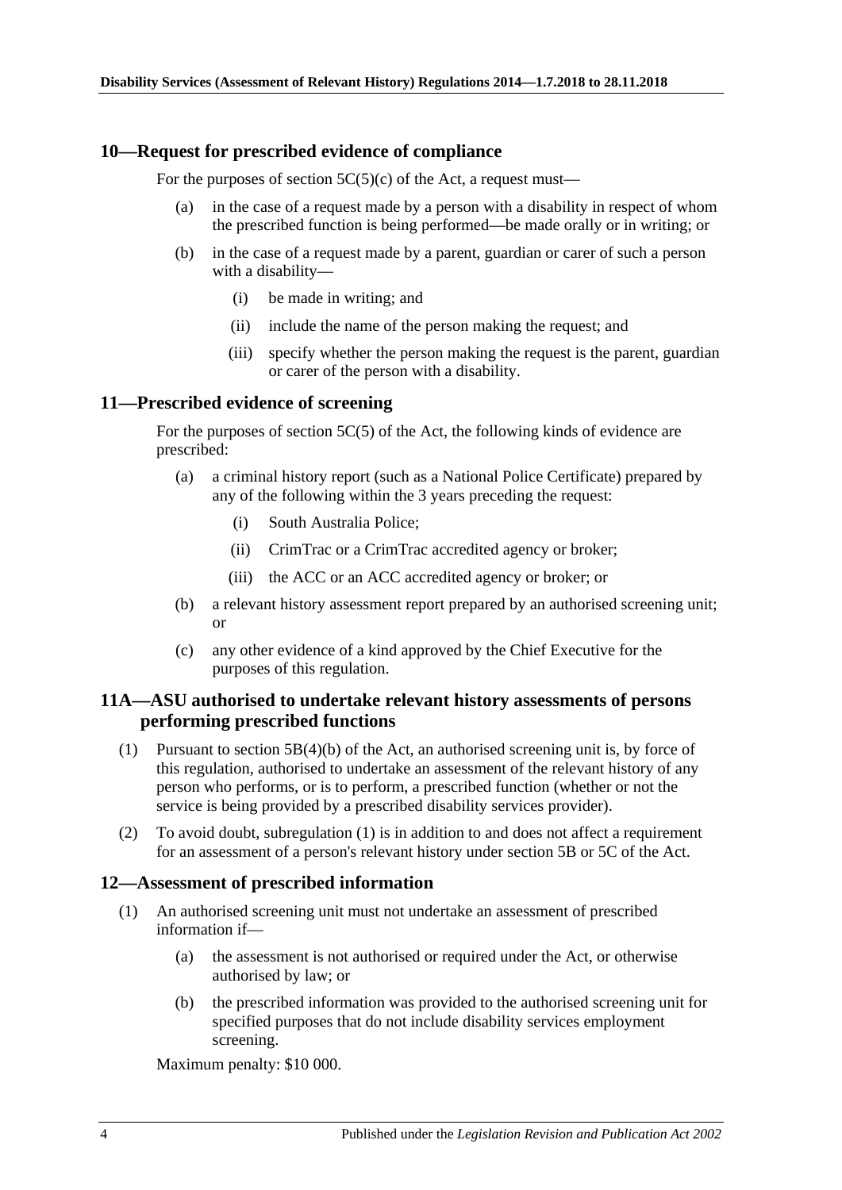## 10—Request for prescribed evidence of compliance

For the purposes of section 5C(5)(c) of the Act, a request must—

(a) in the case of a request made by a person with a disability in respect of whom the prescribed function is being performed—be made orally or in writing; or

(b) in the case of a request made by a parent, guardian or carer of such a person with a disability—

(i) be made in writing; and

(ii) include the name of the person making the request; and

(iii) specify whether the person making the request is the parent, guardian or carer of the person with a disability.

## 11—Prescribed evidence of screening

For the purposes of section 5C(5) of the Act, the following kinds of evidence are prescribed:

(a) a criminal history report (such as a National Police Certificate) prepared by any of the following within the 3 years preceding the request:

(i) South Australia Police;

(ii) CrimTrac or a CrimTrac accredited agency or broker;

(iii) the ACC or an ACC accredited agency or broker; or

(b) a relevant history assessment report prepared by an authorised screening unit; or

(c) any other evidence of a kind approved by the Chief Executive for the purposes of this regulation.

## 11A—ASU authorised to undertake relevant history assessments of persons performing prescribed functions

(1) Pursuant to section 5B(4)(b) of the Act, an authorised screening unit is, by force of this regulation, authorised to undertake an assessment of the relevant history of any person who performs, or is to perform, a prescribed function (whether or not the service is being provided by a prescribed disability services provider).

(2) To avoid doubt, subregulation (1) is in addition to and does not affect a requirement for an assessment of a person's relevant history under section 5B or 5C of the Act.

## 12—Assessment of prescribed information

(1) An authorised screening unit must not undertake an assessment of prescribed information if—

(a) the assessment is not authorised or required under the Act, or otherwise authorised by law; or

(b) the prescribed information was provided to the authorised screening unit for specified purposes that do not include disability services employment screening.

Maximum penalty: $10 000.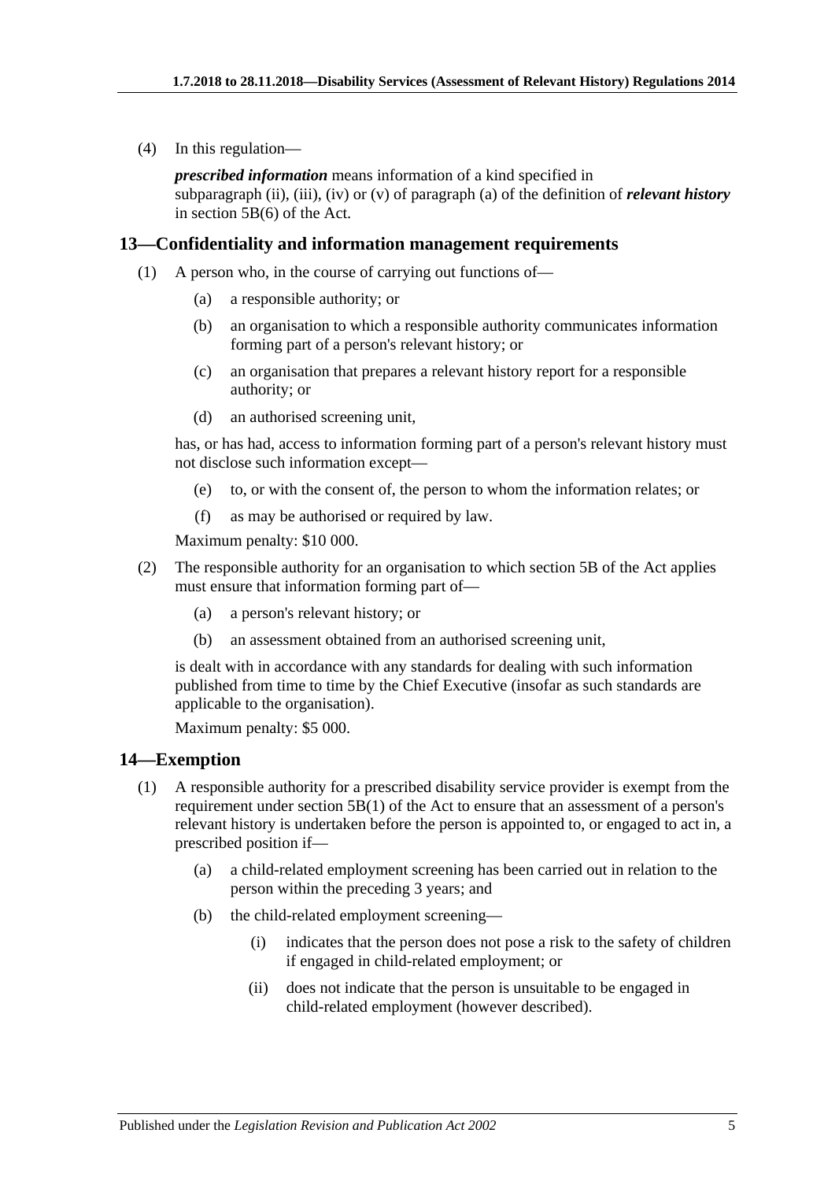(4) In this regulation—

***prescribed information*** means information of a kind specified in subparagraph (ii), (iii), (iv) or (v) of paragraph (a) of the definition of ***relevant history*** in section 5B(6) of the Act.

## 13—Confidentiality and information management requirements

(1) A person who, in the course of carrying out functions of—

(a) a responsible authority; or

(b) an organisation to which a responsible authority communicates information forming part of a person's relevant history; or

(c) an organisation that prepares a relevant history report for a responsible authority; or

(d) an authorised screening unit,

has, or has had, access to information forming part of a person's relevant history must not disclose such information except—

(e) to, or with the consent of, the person to whom the information relates; or

(f) as may be authorised or required by law.

Maximum penalty: $10 000.

(2) The responsible authority for an organisation to which section 5B of the Act applies must ensure that information forming part of—

(a) a person's relevant history; or

(b) an assessment obtained from an authorised screening unit,

is dealt with in accordance with any standards for dealing with such information published from time to time by the Chief Executive (insofar as such standards are applicable to the organisation).

Maximum penalty: $5 000.

## 14—Exemption

(1) A responsible authority for a prescribed disability service provider is exempt from the requirement under section 5B(1) of the Act to ensure that an assessment of a person's relevant history is undertaken before the person is appointed to, or engaged to act in, a prescribed position if—

(a) a child-related employment screening has been carried out in relation to the person within the preceding 3 years; and

(b) the child-related employment screening—

(i) indicates that the person does not pose a risk to the safety of children if engaged in child-related employment; or

(ii) does not indicate that the person is unsuitable to be engaged in child-related employment (however described).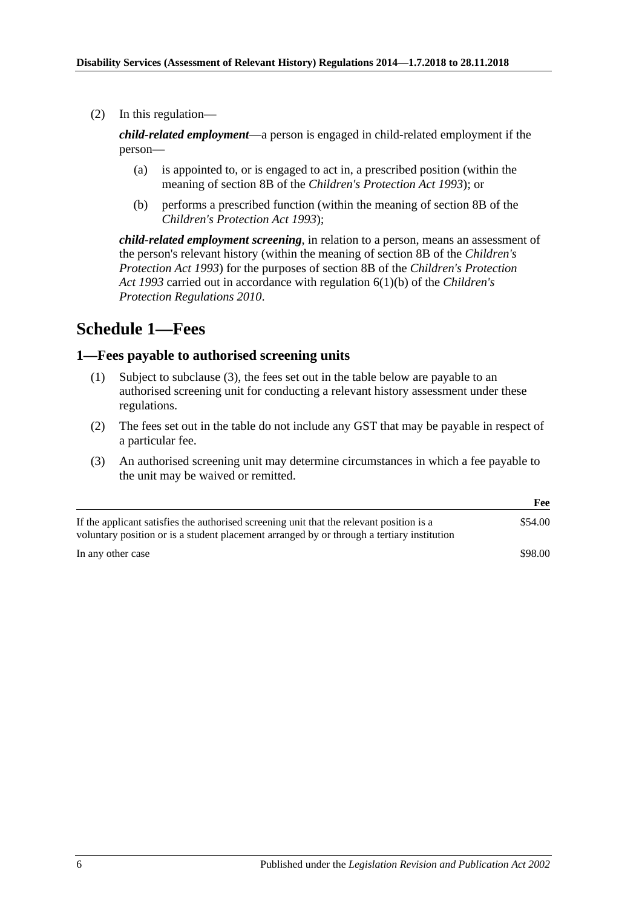(2) In this regulation—

***child-related employment***—a person is engaged in child-related employment if the person—

(a) is appointed to, or is engaged to act in, a prescribed position (within the meaning of section 8B of the *Children's Protection Act 1993*); or

(b) performs a prescribed function (within the meaning of section 8B of the *Children's Protection Act 1993*);

***child-related employment screening***, in relation to a person, means an assessment of the person's relevant history (within the meaning of section 8B of the *Children's Protection Act 1993*) for the purposes of section 8B of the *Children's Protection Act 1993* carried out in accordance with regulation 6(1)(b) of the *Children's Protection Regulations 2010*.

## Schedule 1—Fees

### 1—Fees payable to authorised screening units

(1) Subject to subclause (3), the fees set out in the table below are payable to an authorised screening unit for conducting a relevant history assessment under these regulations.

(2) The fees set out in the table do not include any GST that may be payable in respect of a particular fee.

(3) An authorised screening unit may determine circumstances in which a fee payable to the unit may be waived or remitted.

| | Fee |
|---|---|
| If the applicant satisfies the authorised screening unit that the relevant position is a voluntary position or is a student placement arranged by or through a tertiary institution | \$54.00 |
| In any other case | \$98.00 |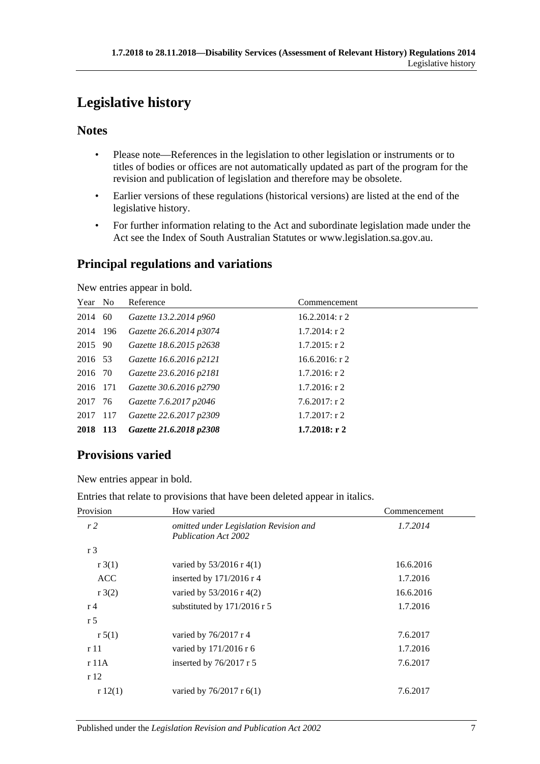# Legislative history

## Notes

- Please note—References in the legislation to other legislation or instruments or to titles of bodies or offices are not automatically updated as part of the program for the revision and publication of legislation and therefore may be obsolete.
- Earlier versions of these regulations (historical versions) are listed at the end of the legislative history.
- For further information relating to the Act and subordinate legislation made under the Act see the Index of South Australian Statutes or www.legislation.sa.gov.au.

## Principal regulations and variations

New entries appear in bold.

| Year | No | Reference | Commencement |
|---|---|---|---|
| 2014 | 60 | *Gazette 13.2.2014 p960* | 16.2.2014: r 2 |
| 2014 | 196 | *Gazette 26.6.2014 p3074* | 1.7.2014: r 2 |
| 2015 | 90 | *Gazette 18.6.2015 p2638* | 1.7.2015: r 2 |
| 2016 | 53 | *Gazette 16.6.2016 p2121* | 16.6.2016: r 2 |
| 2016 | 70 | *Gazette 23.6.2016 p2181* | 1.7.2016: r 2 |
| 2016 | 171 | *Gazette 30.6.2016 p2790* | 1.7.2016: r 2 |
| 2017 | 76 | *Gazette 7.6.2017 p2046* | 7.6.2017: r 2 |
| 2017 | 117 | *Gazette 22.6.2017 p2309* | 1.7.2017: r 2 |
| **2018** | **113** | ***Gazette 21.6.2018 p2308*** | **1.7.2018: r 2** |

## Provisions varied

New entries appear in bold.

Entries that relate to provisions that have been deleted appear in italics.

| Provision | How varied | Commencement |
|---|---|---|
| *r 2* | *omitted under Legislation Revision and Publication Act 2002* | *1.7.2014* |
| r 3 | | |
| r 3(1) | varied by 53/2016 r 4(1) | 16.6.2016 |
| ACC | inserted by 171/2016 r 4 | 1.7.2016 |
| r 3(2) | varied by 53/2016 r 4(2) | 16.6.2016 |
| r 4 | substituted by 171/2016 r 5 | 1.7.2016 |
| r 5 | | |
| r 5(1) | varied by 76/2017 r 4 | 7.6.2017 |
| r 11 | varied by 171/2016 r 6 | 1.7.2016 |
| r 11A | inserted by 76/2017 r 5 | 7.6.2017 |
| r 12 | | |
| r 12(1) | varied by 76/2017 r 6(1) | 7.6.2017 |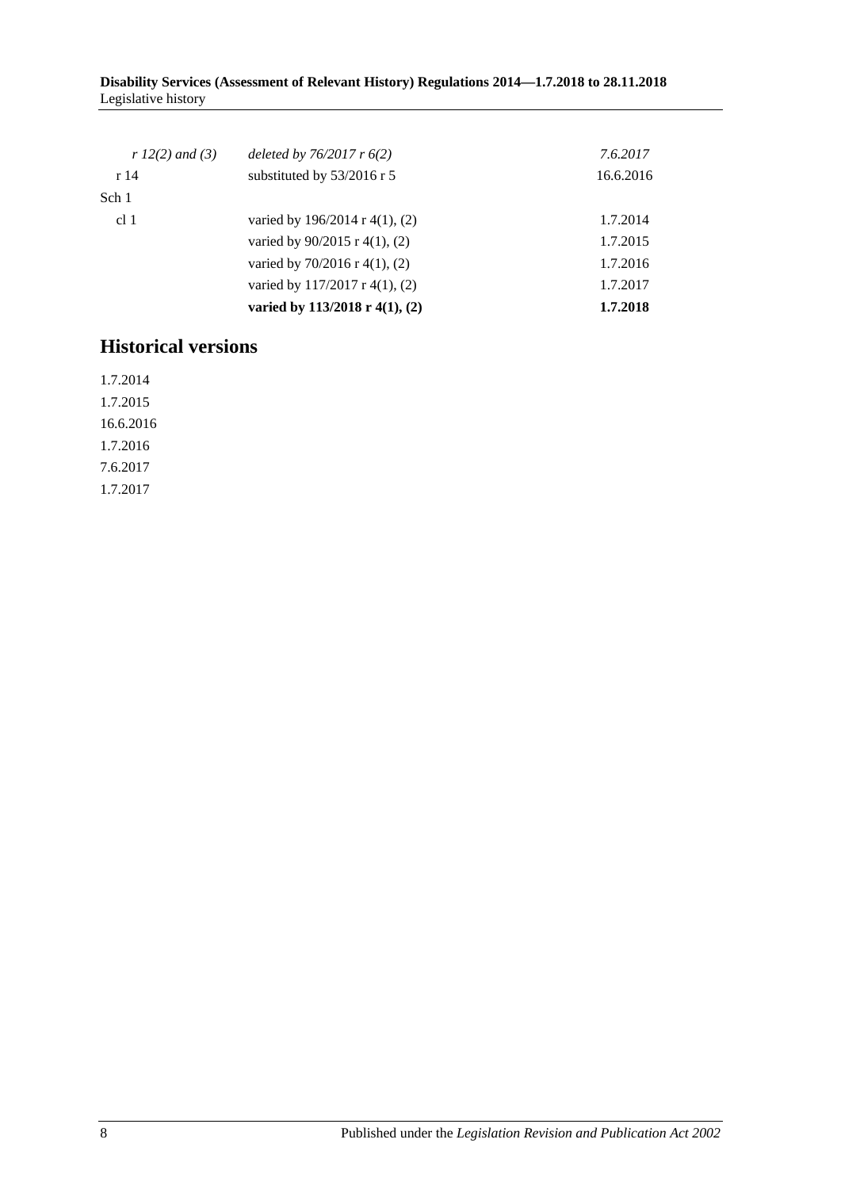| | | |
|---|---|---|
| *r 12(2) and (3)* | *deleted by 76/2017 r 6(2)* | *7.6.2017* |
| r 14 | substituted by 53/2016 r 5 | 16.6.2016 |
| Sch 1 | | |
| cl 1 | varied by 196/2014 r 4(1), (2) | 1.7.2014 |
| | varied by 90/2015 r 4(1), (2) | 1.7.2015 |
| | varied by 70/2016 r 4(1), (2) | 1.7.2016 |
| | varied by 117/2017 r 4(1), (2) | 1.7.2017 |
| | **varied by 113/2018 r 4(1), (2)** | **1.7.2018** |

## Historical versions

1.7.2014

1.7.2015

16.6.2016

1.7.2016

7.6.2017

1.7.2017